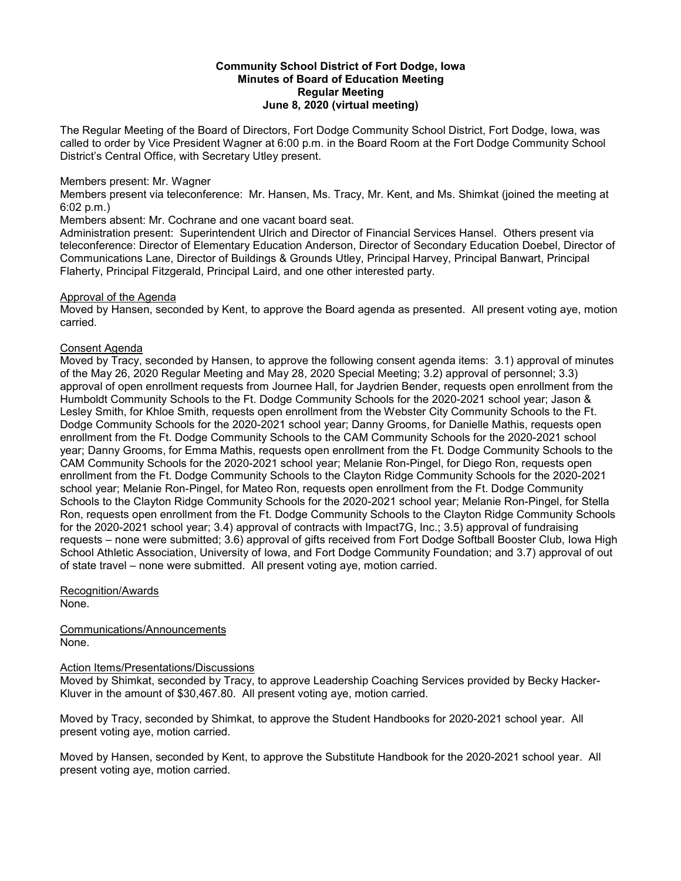**Community School District of Fort Dodge, Iowa**
**Minutes of Board of Education Meeting**
**Regular Meeting**
**June 8, 2020 (virtual meeting)**

The Regular Meeting of the Board of Directors, Fort Dodge Community School District, Fort Dodge, Iowa, was called to order by Vice President Wagner at 6:00 p.m. in the Board Room at the Fort Dodge Community School District's Central Office, with Secretary Utley present.

Members present: Mr. Wagner
Members present via teleconference: Mr. Hansen, Ms. Tracy, Mr. Kent, and Ms. Shimkat (joined the meeting at 6:02 p.m.)
Members absent: Mr. Cochrane and one vacant board seat.
Administration present: Superintendent Ulrich and Director of Financial Services Hansel. Others present via teleconference: Director of Elementary Education Anderson, Director of Secondary Education Doebel, Director of Communications Lane, Director of Buildings & Grounds Utley, Principal Harvey, Principal Banwart, Principal Flaherty, Principal Fitzgerald, Principal Laird, and one other interested party.

Approval of the Agenda
Moved by Hansen, seconded by Kent, to approve the Board agenda as presented. All present voting aye, motion carried.

Consent Agenda
Moved by Tracy, seconded by Hansen, to approve the following consent agenda items: 3.1) approval of minutes of the May 26, 2020 Regular Meeting and May 28, 2020 Special Meeting; 3.2) approval of personnel; 3.3) approval of open enrollment requests from Journee Hall, for Jaydrien Bender, requests open enrollment from the Humboldt Community Schools to the Ft. Dodge Community Schools for the 2020-2021 school year; Jason & Lesley Smith, for Khloe Smith, requests open enrollment from the Webster City Community Schools to the Ft. Dodge Community Schools for the 2020-2021 school year; Danny Grooms, for Danielle Mathis, requests open enrollment from the Ft. Dodge Community Schools to the CAM Community Schools for the 2020-2021 school year; Danny Grooms, for Emma Mathis, requests open enrollment from the Ft. Dodge Community Schools to the CAM Community Schools for the 2020-2021 school year; Melanie Ron-Pingel, for Diego Ron, requests open enrollment from the Ft. Dodge Community Schools to the Clayton Ridge Community Schools for the 2020-2021 school year; Melanie Ron-Pingel, for Mateo Ron, requests open enrollment from the Ft. Dodge Community Schools to the Clayton Ridge Community Schools for the 2020-2021 school year; Melanie Ron-Pingel, for Stella Ron, requests open enrollment from the Ft. Dodge Community Schools to the Clayton Ridge Community Schools for the 2020-2021 school year; 3.4) approval of contracts with Impact7G, Inc.; 3.5) approval of fundraising requests – none were submitted; 3.6) approval of gifts received from Fort Dodge Softball Booster Club, Iowa High School Athletic Association, University of Iowa, and Fort Dodge Community Foundation; and 3.7) approval of out of state travel – none were submitted. All present voting aye, motion carried.

Recognition/Awards
None.

Communications/Announcements
None.

Action Items/Presentations/Discussions
Moved by Shimkat, seconded by Tracy, to approve Leadership Coaching Services provided by Becky Hacker-Kluver in the amount of $30,467.80. All present voting aye, motion carried.

Moved by Tracy, seconded by Shimkat, to approve the Student Handbooks for 2020-2021 school year. All present voting aye, motion carried.

Moved by Hansen, seconded by Kent, to approve the Substitute Handbook for the 2020-2021 school year. All present voting aye, motion carried.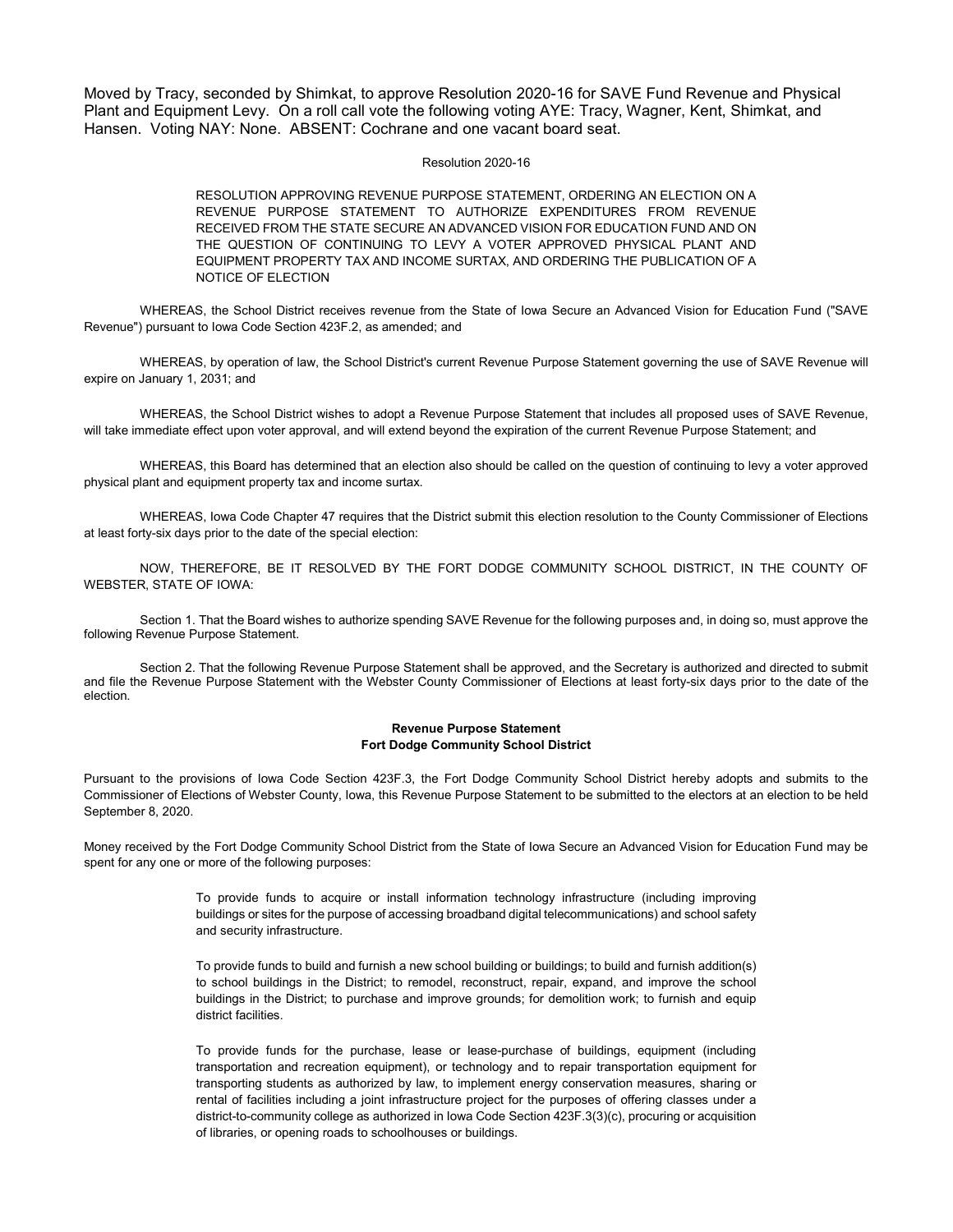Moved by Tracy, seconded by Shimkat, to approve Resolution 2020-16 for SAVE Fund Revenue and Physical Plant and Equipment Levy. On a roll call vote the following voting AYE: Tracy, Wagner, Kent, Shimkat, and Hansen. Voting NAY: None. ABSENT: Cochrane and one vacant board seat.

Resolution 2020-16

RESOLUTION APPROVING REVENUE PURPOSE STATEMENT, ORDERING AN ELECTION ON A REVENUE PURPOSE STATEMENT TO AUTHORIZE EXPENDITURES FROM REVENUE RECEIVED FROM THE STATE SECURE AN ADVANCED VISION FOR EDUCATION FUND AND ON THE QUESTION OF CONTINUING TO LEVY A VOTER APPROVED PHYSICAL PLANT AND EQUIPMENT PROPERTY TAX AND INCOME SURTAX, AND ORDERING THE PUBLICATION OF A NOTICE OF ELECTION

WHEREAS, the School District receives revenue from the State of Iowa Secure an Advanced Vision for Education Fund ("SAVE Revenue") pursuant to Iowa Code Section 423F.2, as amended; and

WHEREAS, by operation of law, the School District's current Revenue Purpose Statement governing the use of SAVE Revenue will expire on January 1, 2031; and

WHEREAS, the School District wishes to adopt a Revenue Purpose Statement that includes all proposed uses of SAVE Revenue, will take immediate effect upon voter approval, and will extend beyond the expiration of the current Revenue Purpose Statement; and

WHEREAS, this Board has determined that an election also should be called on the question of continuing to levy a voter approved physical plant and equipment property tax and income surtax.

WHEREAS, Iowa Code Chapter 47 requires that the District submit this election resolution to the County Commissioner of Elections at least forty-six days prior to the date of the special election:

NOW, THEREFORE, BE IT RESOLVED BY THE FORT DODGE COMMUNITY SCHOOL DISTRICT, IN THE COUNTY OF WEBSTER, STATE OF IOWA:

Section 1. That the Board wishes to authorize spending SAVE Revenue for the following purposes and, in doing so, must approve the following Revenue Purpose Statement.

Section 2. That the following Revenue Purpose Statement shall be approved, and the Secretary is authorized and directed to submit and file the Revenue Purpose Statement with the Webster County Commissioner of Elections at least forty-six days prior to the date of the election.

**Revenue Purpose Statement**
**Fort Dodge Community School District**

Pursuant to the provisions of Iowa Code Section 423F.3, the Fort Dodge Community School District hereby adopts and submits to the Commissioner of Elections of Webster County, Iowa, this Revenue Purpose Statement to be submitted to the electors at an election to be held September 8, 2020.

Money received by the Fort Dodge Community School District from the State of Iowa Secure an Advanced Vision for Education Fund may be spent for any one or more of the following purposes:

> To provide funds to acquire or install information technology infrastructure (including improving buildings or sites for the purpose of accessing broadband digital telecommunications) and school safety and security infrastructure.
>
> To provide funds to build and furnish a new school building or buildings; to build and furnish addition(s) to school buildings in the District; to remodel, reconstruct, repair, expand, and improve the school buildings in the District; to purchase and improve grounds; for demolition work; to furnish and equip district facilities.
>
> To provide funds for the purchase, lease or lease-purchase of buildings, equipment (including transportation and recreation equipment), or technology and to repair transportation equipment for transporting students as authorized by law, to implement energy conservation measures, sharing or rental of facilities including a joint infrastructure project for the purposes of offering classes under a district-to-community college as authorized in Iowa Code Section 423F.3(3)(c), procuring or acquisition of libraries, or opening roads to schoolhouses or buildings.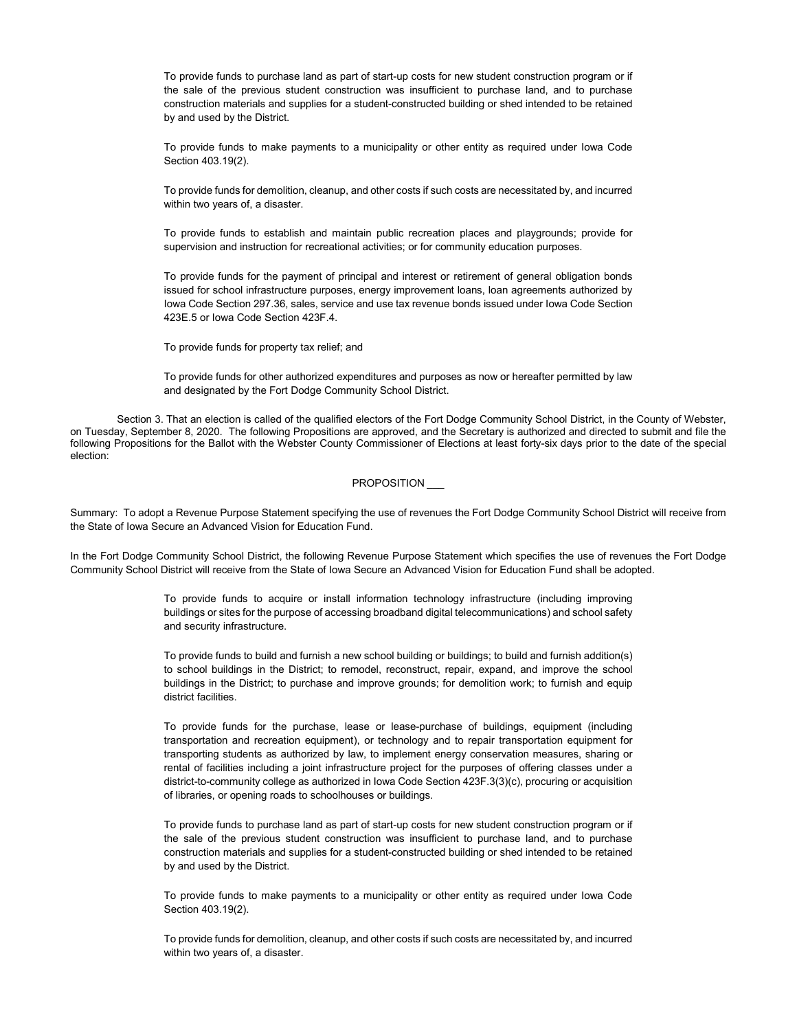To provide funds to purchase land as part of start-up costs for new student construction program or if the sale of the previous student construction was insufficient to purchase land, and to purchase construction materials and supplies for a student-constructed building or shed intended to be retained by and used by the District.

To provide funds to make payments to a municipality or other entity as required under Iowa Code Section 403.19(2).

To provide funds for demolition, cleanup, and other costs if such costs are necessitated by, and incurred within two years of, a disaster.

To provide funds to establish and maintain public recreation places and playgrounds; provide for supervision and instruction for recreational activities; or for community education purposes.

To provide funds for the payment of principal and interest or retirement of general obligation bonds issued for school infrastructure purposes, energy improvement loans, loan agreements authorized by Iowa Code Section 297.36, sales, service and use tax revenue bonds issued under Iowa Code Section 423E.5 or Iowa Code Section 423F.4.

To provide funds for property tax relief; and

To provide funds for other authorized expenditures and purposes as now or hereafter permitted by law and designated by the Fort Dodge Community School District.

Section 3. That an election is called of the qualified electors of the Fort Dodge Community School District, in the County of Webster, on Tuesday, September 8, 2020. The following Propositions are approved, and the Secretary is authorized and directed to submit and file the following Propositions for the Ballot with the Webster County Commissioner of Elections at least forty-six days prior to the date of the special election:

PROPOSITION ___

Summary: To adopt a Revenue Purpose Statement specifying the use of revenues the Fort Dodge Community School District will receive from the State of Iowa Secure an Advanced Vision for Education Fund.

In the Fort Dodge Community School District, the following Revenue Purpose Statement which specifies the use of revenues the Fort Dodge Community School District will receive from the State of Iowa Secure an Advanced Vision for Education Fund shall be adopted.

To provide funds to acquire or install information technology infrastructure (including improving buildings or sites for the purpose of accessing broadband digital telecommunications) and school safety and security infrastructure.

To provide funds to build and furnish a new school building or buildings; to build and furnish addition(s) to school buildings in the District; to remodel, reconstruct, repair, expand, and improve the school buildings in the District; to purchase and improve grounds; for demolition work; to furnish and equip district facilities.

To provide funds for the purchase, lease or lease-purchase of buildings, equipment (including transportation and recreation equipment), or technology and to repair transportation equipment for transporting students as authorized by law, to implement energy conservation measures, sharing or rental of facilities including a joint infrastructure project for the purposes of offering classes under a district-to-community college as authorized in Iowa Code Section 423F.3(3)(c), procuring or acquisition of libraries, or opening roads to schoolhouses or buildings.

To provide funds to purchase land as part of start-up costs for new student construction program or if the sale of the previous student construction was insufficient to purchase land, and to purchase construction materials and supplies for a student-constructed building or shed intended to be retained by and used by the District.

To provide funds to make payments to a municipality or other entity as required under Iowa Code Section 403.19(2).

To provide funds for demolition, cleanup, and other costs if such costs are necessitated by, and incurred within two years of, a disaster.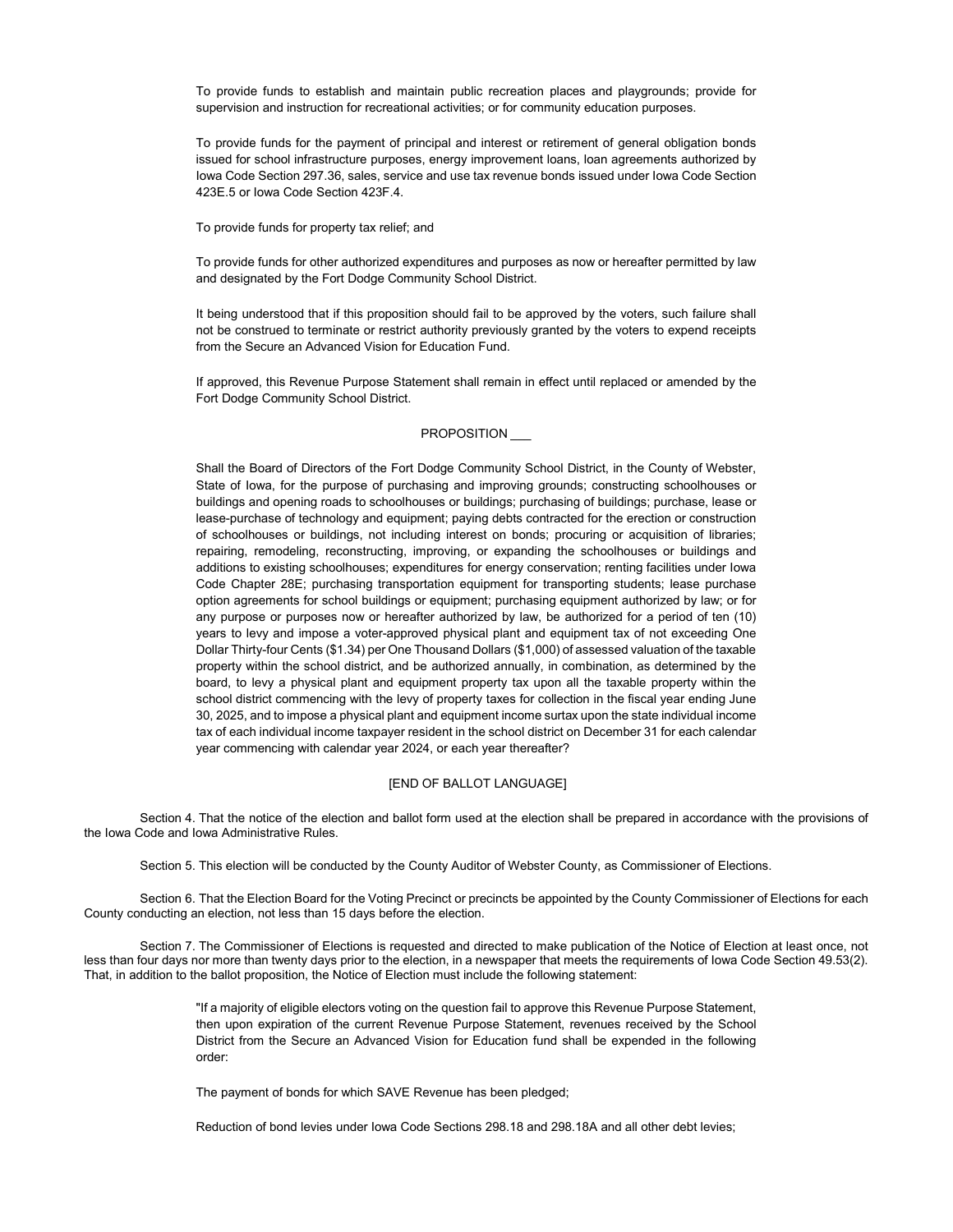To provide funds to establish and maintain public recreation places and playgrounds; provide for supervision and instruction for recreational activities; or for community education purposes.

To provide funds for the payment of principal and interest or retirement of general obligation bonds issued for school infrastructure purposes, energy improvement loans, loan agreements authorized by Iowa Code Section 297.36, sales, service and use tax revenue bonds issued under Iowa Code Section 423E.5 or Iowa Code Section 423F.4.

To provide funds for property tax relief; and

To provide funds for other authorized expenditures and purposes as now or hereafter permitted by law and designated by the Fort Dodge Community School District.

It being understood that if this proposition should fail to be approved by the voters, such failure shall not be construed to terminate or restrict authority previously granted by the voters to expend receipts from the Secure an Advanced Vision for Education Fund.

If approved, this Revenue Purpose Statement shall remain in effect until replaced or amended by the Fort Dodge Community School District.

PROPOSITION ___

Shall the Board of Directors of the Fort Dodge Community School District, in the County of Webster, State of Iowa, for the purpose of purchasing and improving grounds; constructing schoolhouses or buildings and opening roads to schoolhouses or buildings; purchasing of buildings; purchase, lease or lease-purchase of technology and equipment; paying debts contracted for the erection or construction of schoolhouses or buildings, not including interest on bonds; procuring or acquisition of libraries; repairing, remodeling, reconstructing, improving, or expanding the schoolhouses or buildings and additions to existing schoolhouses; expenditures for energy conservation; renting facilities under Iowa Code Chapter 28E; purchasing transportation equipment for transporting students; lease purchase option agreements for school buildings or equipment; purchasing equipment authorized by law; or for any purpose or purposes now or hereafter authorized by law, be authorized for a period of ten (10) years to levy and impose a voter-approved physical plant and equipment tax of not exceeding One Dollar Thirty-four Cents ($1.34) per One Thousand Dollars ($1,000) of assessed valuation of the taxable property within the school district, and be authorized annually, in combination, as determined by the board, to levy a physical plant and equipment property tax upon all the taxable property within the school district commencing with the levy of property taxes for collection in the fiscal year ending June 30, 2025, and to impose a physical plant and equipment income surtax upon the state individual income tax of each individual income taxpayer resident in the school district on December 31 for each calendar year commencing with calendar year 2024, or each year thereafter?

[END OF BALLOT LANGUAGE]

Section 4. That the notice of the election and ballot form used at the election shall be prepared in accordance with the provisions of the Iowa Code and Iowa Administrative Rules.

Section 5. This election will be conducted by the County Auditor of Webster County, as Commissioner of Elections.

Section 6. That the Election Board for the Voting Precinct or precincts be appointed by the County Commissioner of Elections for each County conducting an election, not less than 15 days before the election.

Section 7. The Commissioner of Elections is requested and directed to make publication of the Notice of Election at least once, not less than four days nor more than twenty days prior to the election, in a newspaper that meets the requirements of Iowa Code Section 49.53(2). That, in addition to the ballot proposition, the Notice of Election must include the following statement:

"If a majority of eligible electors voting on the question fail to approve this Revenue Purpose Statement, then upon expiration of the current Revenue Purpose Statement, revenues received by the School District from the Secure an Advanced Vision for Education fund shall be expended in the following order:

The payment of bonds for which SAVE Revenue has been pledged;

Reduction of bond levies under Iowa Code Sections 298.18 and 298.18A and all other debt levies;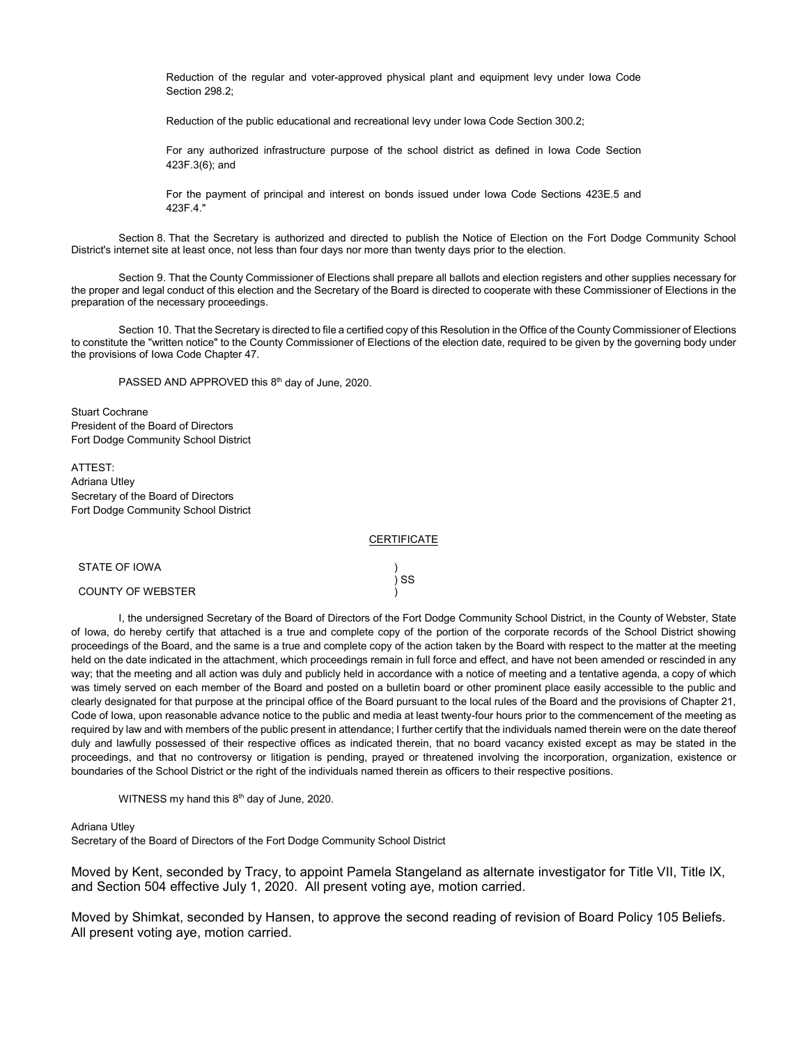Reduction of the regular and voter-approved physical plant and equipment levy under Iowa Code Section 298.2;

Reduction of the public educational and recreational levy under Iowa Code Section 300.2;

For any authorized infrastructure purpose of the school district as defined in Iowa Code Section 423F.3(6); and

For the payment of principal and interest on bonds issued under Iowa Code Sections 423E.5 and 423F.4."

Section 8. That the Secretary is authorized and directed to publish the Notice of Election on the Fort Dodge Community School District's internet site at least once, not less than four days nor more than twenty days prior to the election.

Section 9. That the County Commissioner of Elections shall prepare all ballots and election registers and other supplies necessary for the proper and legal conduct of this election and the Secretary of the Board is directed to cooperate with these Commissioner of Elections in the preparation of the necessary proceedings.

Section 10. That the Secretary is directed to file a certified copy of this Resolution in the Office of the County Commissioner of Elections to constitute the "written notice" to the County Commissioner of Elections of the election date, required to be given by the governing body under the provisions of Iowa Code Chapter 47.

PASSED AND APPROVED this 8th day of June, 2020.

Stuart Cochrane
President of the Board of Directors
Fort Dodge Community School District

ATTEST:
Adriana Utley
Secretary of the Board of Directors
Fort Dodge Community School District

CERTIFICATE

STATE OF IOWA )
) SS
COUNTY OF WEBSTER )

I, the undersigned Secretary of the Board of Directors of the Fort Dodge Community School District, in the County of Webster, State of Iowa, do hereby certify that attached is a true and complete copy of the portion of the corporate records of the School District showing proceedings of the Board, and the same is a true and complete copy of the action taken by the Board with respect to the matter at the meeting held on the date indicated in the attachment, which proceedings remain in full force and effect, and have not been amended or rescinded in any way; that the meeting and all action was duly and publicly held in accordance with a notice of meeting and a tentative agenda, a copy of which was timely served on each member of the Board and posted on a bulletin board or other prominent place easily accessible to the public and clearly designated for that purpose at the principal office of the Board pursuant to the local rules of the Board and the provisions of Chapter 21, Code of Iowa, upon reasonable advance notice to the public and media at least twenty-four hours prior to the commencement of the meeting as required by law and with members of the public present in attendance; I further certify that the individuals named therein were on the date thereof duly and lawfully possessed of their respective offices as indicated therein, that no board vacancy existed except as may be stated in the proceedings, and that no controversy or litigation is pending, prayed or threatened involving the incorporation, organization, existence or boundaries of the School District or the right of the individuals named therein as officers to their respective positions.

WITNESS my hand this 8th day of June, 2020.

Adriana Utley
Secretary of the Board of Directors of the Fort Dodge Community School District

Moved by Kent, seconded by Tracy, to appoint Pamela Stangeland as alternate investigator for Title VII, Title IX, and Section 504 effective July 1, 2020. All present voting aye, motion carried.

Moved by Shimkat, seconded by Hansen, to approve the second reading of revision of Board Policy 105 Beliefs. All present voting aye, motion carried.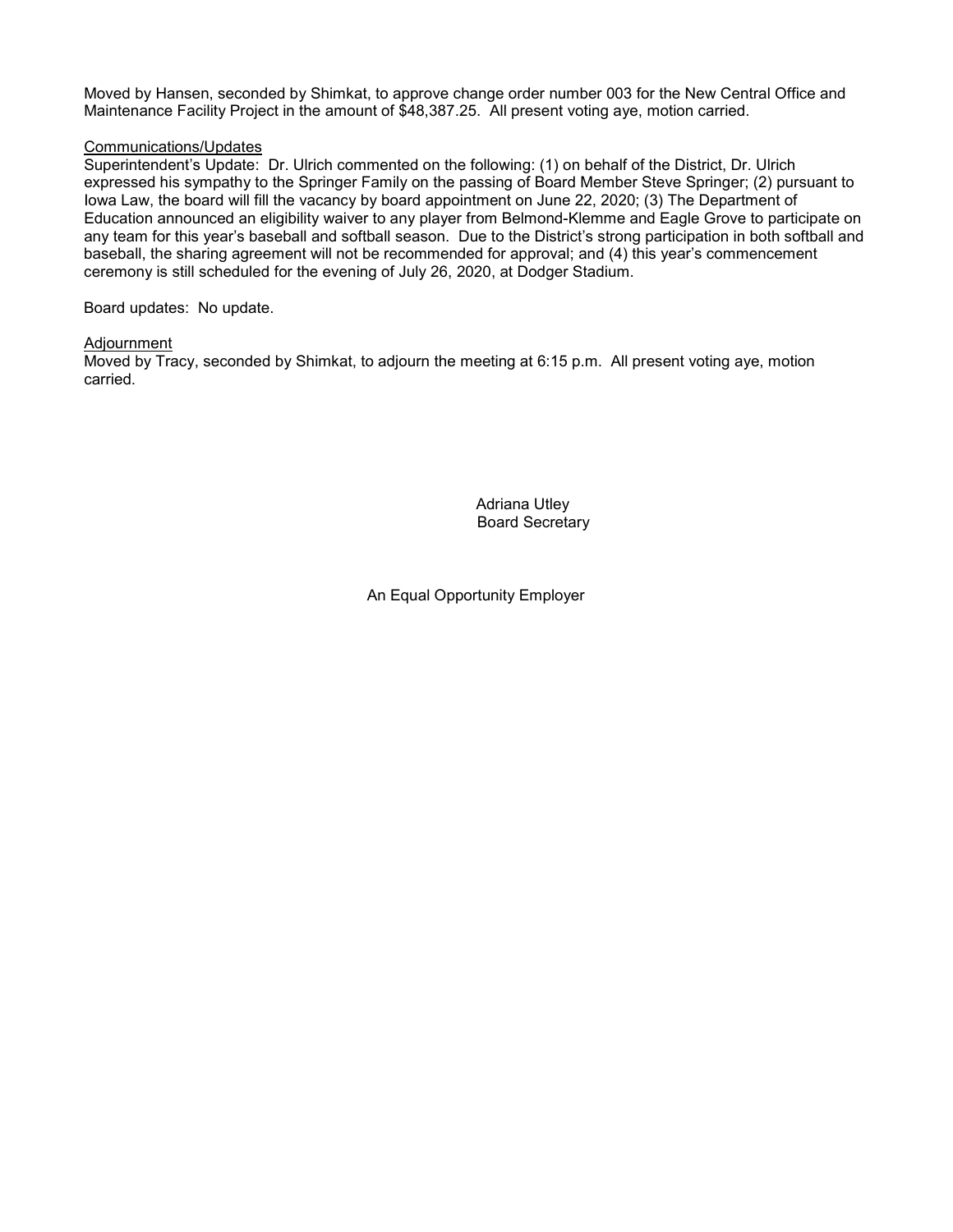Moved by Hansen, seconded by Shimkat, to approve change order number 003 for the New Central Office and Maintenance Facility Project in the amount of $48,387.25. All present voting aye, motion carried.

Communications/Updates

Superintendent's Update: Dr. Ulrich commented on the following: (1) on behalf of the District, Dr. Ulrich expressed his sympathy to the Springer Family on the passing of Board Member Steve Springer; (2) pursuant to Iowa Law, the board will fill the vacancy by board appointment on June 22, 2020; (3) The Department of Education announced an eligibility waiver to any player from Belmond-Klemme and Eagle Grove to participate on any team for this year's baseball and softball season. Due to the District's strong participation in both softball and baseball, the sharing agreement will not be recommended for approval; and (4) this year's commencement ceremony is still scheduled for the evening of July 26, 2020, at Dodger Stadium.

Board updates: No update.

Adjournment

Moved by Tracy, seconded by Shimkat, to adjourn the meeting at 6:15 p.m. All present voting aye, motion carried.

Adriana Utley
Board Secretary

An Equal Opportunity Employer